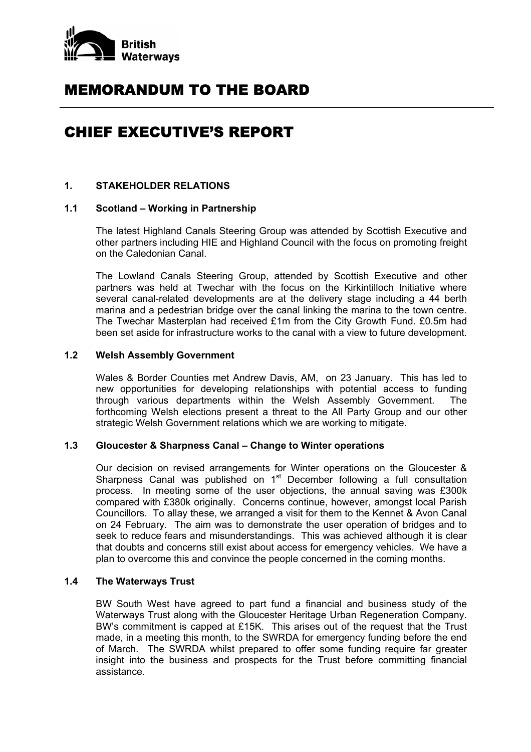British Waterways

# MEMORANDUM TO THE BOARD

# CHIEF EXECUTIVE'S REPORT

## 1. STAKEHOLDER RELATIONS

### 1.1 Scotland – Working in Partnership

The latest Highland Canals Steering Group was attended by Scottish Executive and other partners including HIE and Highland Council with the focus on promoting freight on the Caledonian Canal.

The Lowland Canals Steering Group, attended by Scottish Executive and other partners was held at Twechar with the focus on the Kirkintilloch Initiative where several canal-related developments are at the delivery stage including a 44 berth marina and a pedestrian bridge over the canal linking the marina to the town centre. The Twechar Masterplan had received £1m from the City Growth Fund. £0.5m had been set aside for infrastructure works to the canal with a view to future development.

### 1.2 Welsh Assembly Government

Wales & Border Counties met Andrew Davis, AM, on 23 January. This has led to new opportunities for developing relationships with potential access to funding through various departments within the Welsh Assembly Government. The forthcoming Welsh elections present a threat to the All Party Group and our other strategic Welsh Government relations which we are working to mitigate.

### 1.3 Gloucester & Sharpness Canal – Change to Winter operations

Our decision on revised arrangements for Winter operations on the Gloucester & Sharpness Canal was published on 1st December following a full consultation process. In meeting some of the user objections, the annual saving was £300k compared with £380k originally. Concerns continue, however, amongst local Parish Councillors. To allay these, we arranged a visit for them to the Kennet & Avon Canal on 24 February. The aim was to demonstrate the user operation of bridges and to seek to reduce fears and misunderstandings. This was achieved although it is clear that doubts and concerns still exist about access for emergency vehicles. We have a plan to overcome this and convince the people concerned in the coming months.

### 1.4 The Waterways Trust

BW South West have agreed to part fund a financial and business study of the Waterways Trust along with the Gloucester Heritage Urban Regeneration Company. BW's commitment is capped at £15K. This arises out of the request that the Trust made, in a meeting this month, to the SWRDA for emergency funding before the end of March. The SWRDA whilst prepared to offer some funding require far greater insight into the business and prospects for the Trust before committing financial assistance.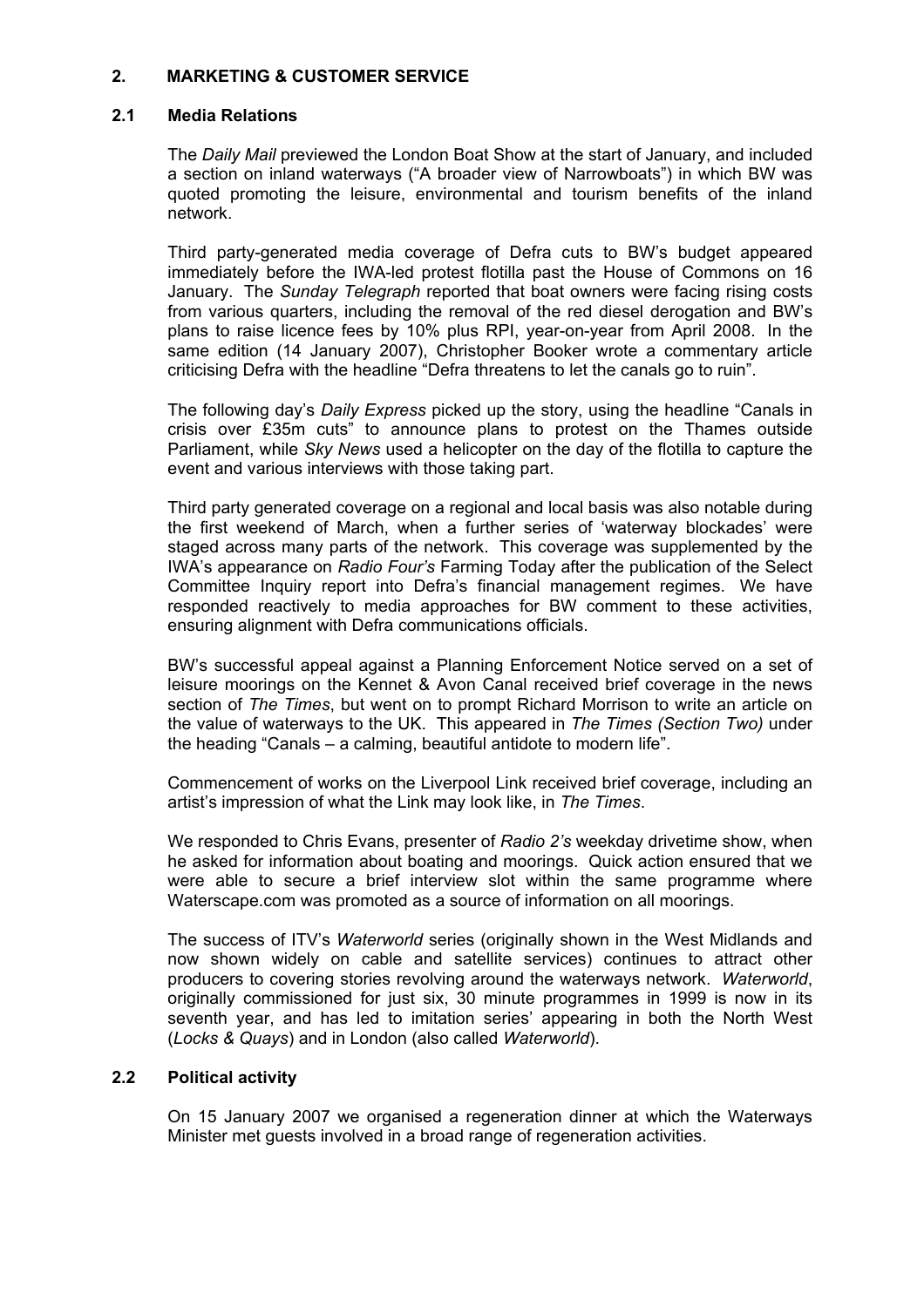## 2. MARKETING & CUSTOMER SERVICE

### 2.1 Media Relations

The *Daily Mail* previewed the London Boat Show at the start of January, and included a section on inland waterways ("A broader view of Narrowboats") in which BW was quoted promoting the leisure, environmental and tourism benefits of the inland network.

Third party-generated media coverage of Defra cuts to BW's budget appeared immediately before the IWA-led protest flotilla past the House of Commons on 16 January. The *Sunday Telegraph* reported that boat owners were facing rising costs from various quarters, including the removal of the red diesel derogation and BW's plans to raise licence fees by 10% plus RPI, year-on-year from April 2008. In the same edition (14 January 2007), Christopher Booker wrote a commentary article criticising Defra with the headline "Defra threatens to let the canals go to ruin".

The following day's *Daily Express* picked up the story, using the headline "Canals in crisis over £35m cuts" to announce plans to protest on the Thames outside Parliament, while *Sky News* used a helicopter on the day of the flotilla to capture the event and various interviews with those taking part.

Third party generated coverage on a regional and local basis was also notable during the first weekend of March, when a further series of 'waterway blockades' were staged across many parts of the network. This coverage was supplemented by the IWA's appearance on *Radio Four's* Farming Today after the publication of the Select Committee Inquiry report into Defra's financial management regimes. We have responded reactively to media approaches for BW comment to these activities, ensuring alignment with Defra communications officials.

BW's successful appeal against a Planning Enforcement Notice served on a set of leisure moorings on the Kennet & Avon Canal received brief coverage in the news section of *The Times*, but went on to prompt Richard Morrison to write an article on the value of waterways to the UK. This appeared in *The Times (Section Two)* under the heading "Canals – a calming, beautiful antidote to modern life".

Commencement of works on the Liverpool Link received brief coverage, including an artist's impression of what the Link may look like, in *The Times*.

We responded to Chris Evans, presenter of *Radio 2's* weekday drivetime show, when he asked for information about boating and moorings. Quick action ensured that we were able to secure a brief interview slot within the same programme where Waterscape.com was promoted as a source of information on all moorings.

The success of ITV's *Waterworld* series (originally shown in the West Midlands and now shown widely on cable and satellite services) continues to attract other producers to covering stories revolving around the waterways network. *Waterworld*, originally commissioned for just six, 30 minute programmes in 1999 is now in its seventh year, and has led to imitation series' appearing in both the North West (*Locks & Quays*) and in London (also called *Waterworld*).

### 2.2 Political activity

On 15 January 2007 we organised a regeneration dinner at which the Waterways Minister met guests involved in a broad range of regeneration activities.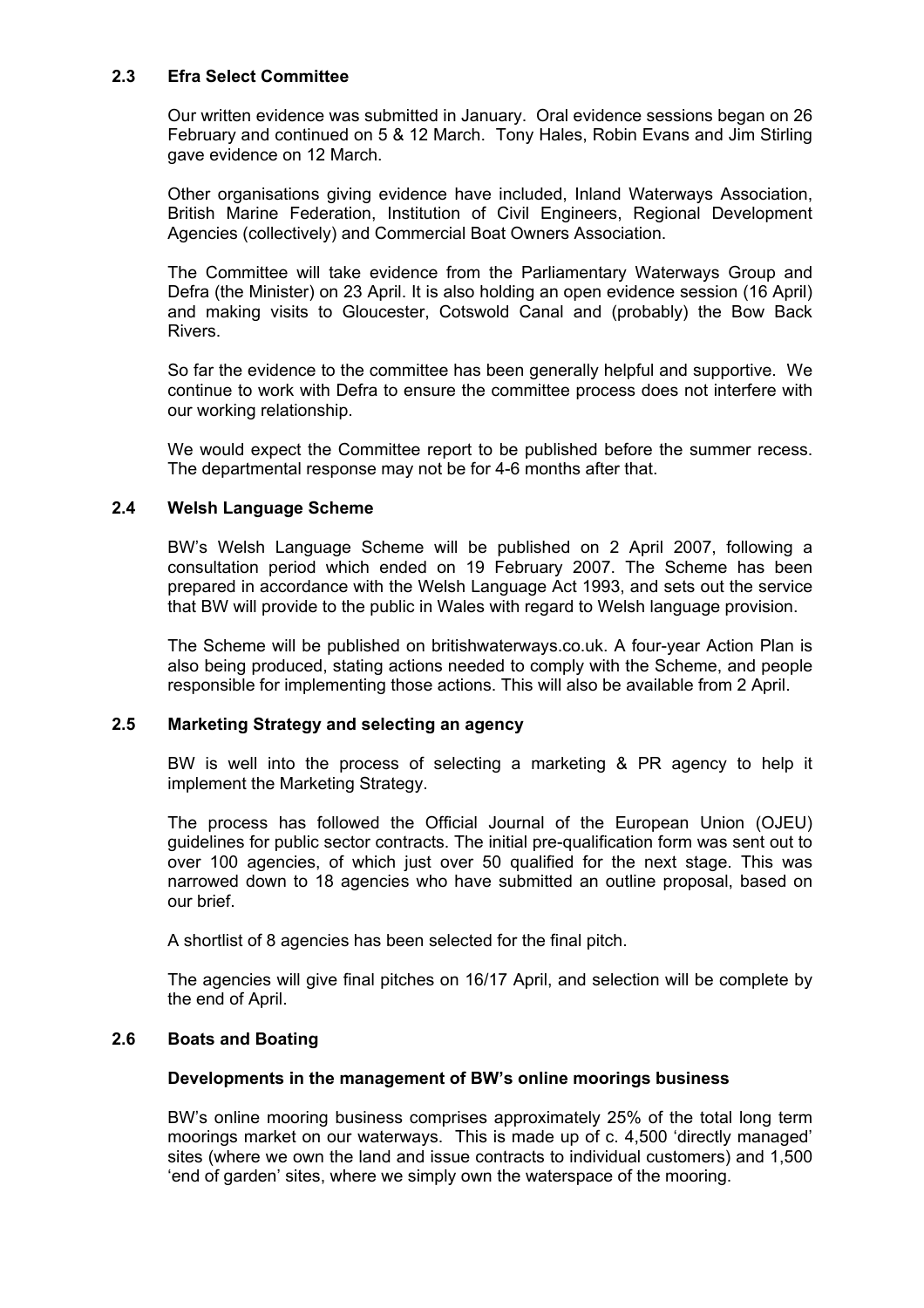### 2.3 Efra Select Committee

Our written evidence was submitted in January. Oral evidence sessions began on 26 February and continued on 5 & 12 March. Tony Hales, Robin Evans and Jim Stirling gave evidence on 12 March.

Other organisations giving evidence have included, Inland Waterways Association, British Marine Federation, Institution of Civil Engineers, Regional Development Agencies (collectively) and Commercial Boat Owners Association.

The Committee will take evidence from the Parliamentary Waterways Group and Defra (the Minister) on 23 April. It is also holding an open evidence session (16 April) and making visits to Gloucester, Cotswold Canal and (probably) the Bow Back Rivers.

So far the evidence to the committee has been generally helpful and supportive. We continue to work with Defra to ensure the committee process does not interfere with our working relationship.

We would expect the Committee report to be published before the summer recess. The departmental response may not be for 4-6 months after that.

### 2.4 Welsh Language Scheme

BW's Welsh Language Scheme will be published on 2 April 2007, following a consultation period which ended on 19 February 2007. The Scheme has been prepared in accordance with the Welsh Language Act 1993, and sets out the service that BW will provide to the public in Wales with regard to Welsh language provision.

The Scheme will be published on britishwaterways.co.uk. A four-year Action Plan is also being produced, stating actions needed to comply with the Scheme, and people responsible for implementing those actions. This will also be available from 2 April.

### 2.5 Marketing Strategy and selecting an agency

BW is well into the process of selecting a marketing & PR agency to help it implement the Marketing Strategy.

The process has followed the Official Journal of the European Union (OJEU) guidelines for public sector contracts. The initial pre-qualification form was sent out to over 100 agencies, of which just over 50 qualified for the next stage. This was narrowed down to 18 agencies who have submitted an outline proposal, based on our brief.

A shortlist of 8 agencies has been selected for the final pitch.

The agencies will give final pitches on 16/17 April, and selection will be complete by the end of April.

### 2.6 Boats and Boating

**Developments in the management of BW's online moorings business**

BW's online mooring business comprises approximately 25% of the total long term moorings market on our waterways. This is made up of c. 4,500 'directly managed' sites (where we own the land and issue contracts to individual customers) and 1,500 'end of garden' sites, where we simply own the waterspace of the mooring.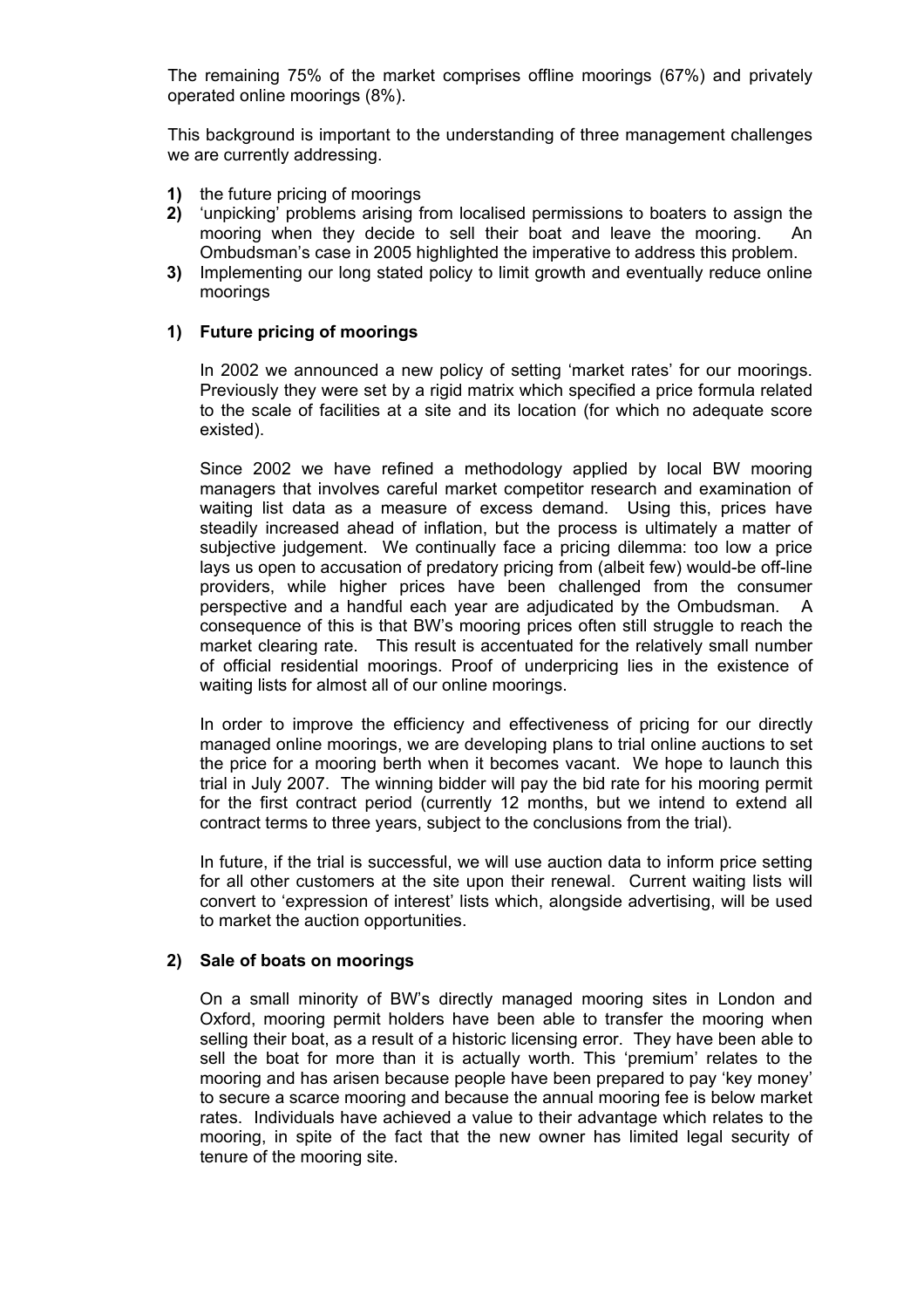The remaining 75% of the market comprises offline moorings (67%) and privately operated online moorings (8%).

This background is important to the understanding of three management challenges we are currently addressing.

1) the future pricing of moorings
2) 'unpicking' problems arising from localised permissions to boaters to assign the mooring when they decide to sell their boat and leave the mooring. An Ombudsman's case in 2005 highlighted the imperative to address this problem.
3) Implementing our long stated policy to limit growth and eventually reduce online moorings

### 1) Future pricing of moorings

In 2002 we announced a new policy of setting 'market rates' for our moorings. Previously they were set by a rigid matrix which specified a price formula related to the scale of facilities at a site and its location (for which no adequate score existed).

Since 2002 we have refined a methodology applied by local BW mooring managers that involves careful market competitor research and examination of waiting list data as a measure of excess demand. Using this, prices have steadily increased ahead of inflation, but the process is ultimately a matter of subjective judgement. We continually face a pricing dilemma: too low a price lays us open to accusation of predatory pricing from (albeit few) would-be off-line providers, while higher prices have been challenged from the consumer perspective and a handful each year are adjudicated by the Ombudsman. A consequence of this is that BW's mooring prices often still struggle to reach the market clearing rate. This result is accentuated for the relatively small number of official residential moorings. Proof of underpricing lies in the existence of waiting lists for almost all of our online moorings.

In order to improve the efficiency and effectiveness of pricing for our directly managed online moorings, we are developing plans to trial online auctions to set the price for a mooring berth when it becomes vacant. We hope to launch this trial in July 2007. The winning bidder will pay the bid rate for his mooring permit for the first contract period (currently 12 months, but we intend to extend all contract terms to three years, subject to the conclusions from the trial).

In future, if the trial is successful, we will use auction data to inform price setting for all other customers at the site upon their renewal. Current waiting lists will convert to 'expression of interest' lists which, alongside advertising, will be used to market the auction opportunities.

### 2) Sale of boats on moorings

On a small minority of BW's directly managed mooring sites in London and Oxford, mooring permit holders have been able to transfer the mooring when selling their boat, as a result of a historic licensing error. They have been able to sell the boat for more than it is actually worth. This 'premium' relates to the mooring and has arisen because people have been prepared to pay 'key money' to secure a scarce mooring and because the annual mooring fee is below market rates. Individuals have achieved a value to their advantage which relates to the mooring, in spite of the fact that the new owner has limited legal security of tenure of the mooring site.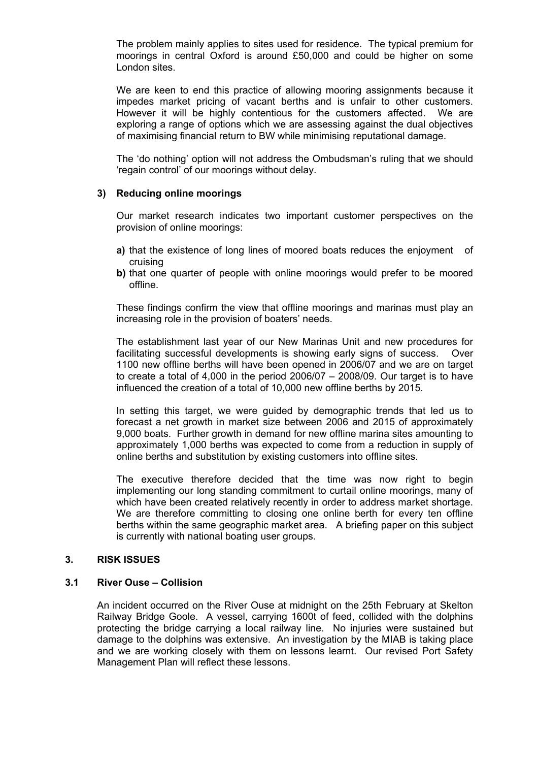The problem mainly applies to sites used for residence. The typical premium for moorings in central Oxford is around £50,000 and could be higher on some London sites.

We are keen to end this practice of allowing mooring assignments because it impedes market pricing of vacant berths and is unfair to other customers. However it will be highly contentious for the customers affected. We are exploring a range of options which we are assessing against the dual objectives of maximising financial return to BW while minimising reputational damage.

The 'do nothing' option will not address the Ombudsman's ruling that we should 'regain control' of our moorings without delay.

### 3) Reducing online moorings

Our market research indicates two important customer perspectives on the provision of online moorings:

**a)** that the existence of long lines of moored boats reduces the enjoyment of cruising
**b)** that one quarter of people with online moorings would prefer to be moored offline.

These findings confirm the view that offline moorings and marinas must play an increasing role in the provision of boaters' needs.

The establishment last year of our New Marinas Unit and new procedures for facilitating successful developments is showing early signs of success. Over 1100 new offline berths will have been opened in 2006/07 and we are on target to create a total of 4,000 in the period 2006/07 – 2008/09. Our target is to have influenced the creation of a total of 10,000 new offline berths by 2015.

In setting this target, we were guided by demographic trends that led us to forecast a net growth in market size between 2006 and 2015 of approximately 9,000 boats. Further growth in demand for new offline marina sites amounting to approximately 1,000 berths was expected to come from a reduction in supply of online berths and substitution by existing customers into offline sites.

The executive therefore decided that the time was now right to begin implementing our long standing commitment to curtail online moorings, many of which have been created relatively recently in order to address market shortage. We are therefore committing to closing one online berth for every ten offline berths within the same geographic market area. A briefing paper on this subject is currently with national boating user groups.

## 3. RISK ISSUES

### 3.1 River Ouse – Collision

An incident occurred on the River Ouse at midnight on the 25th February at Skelton Railway Bridge Goole. A vessel, carrying 1600t of feed, collided with the dolphins protecting the bridge carrying a local railway line. No injuries were sustained but damage to the dolphins was extensive. An investigation by the MIAB is taking place and we are working closely with them on lessons learnt. Our revised Port Safety Management Plan will reflect these lessons.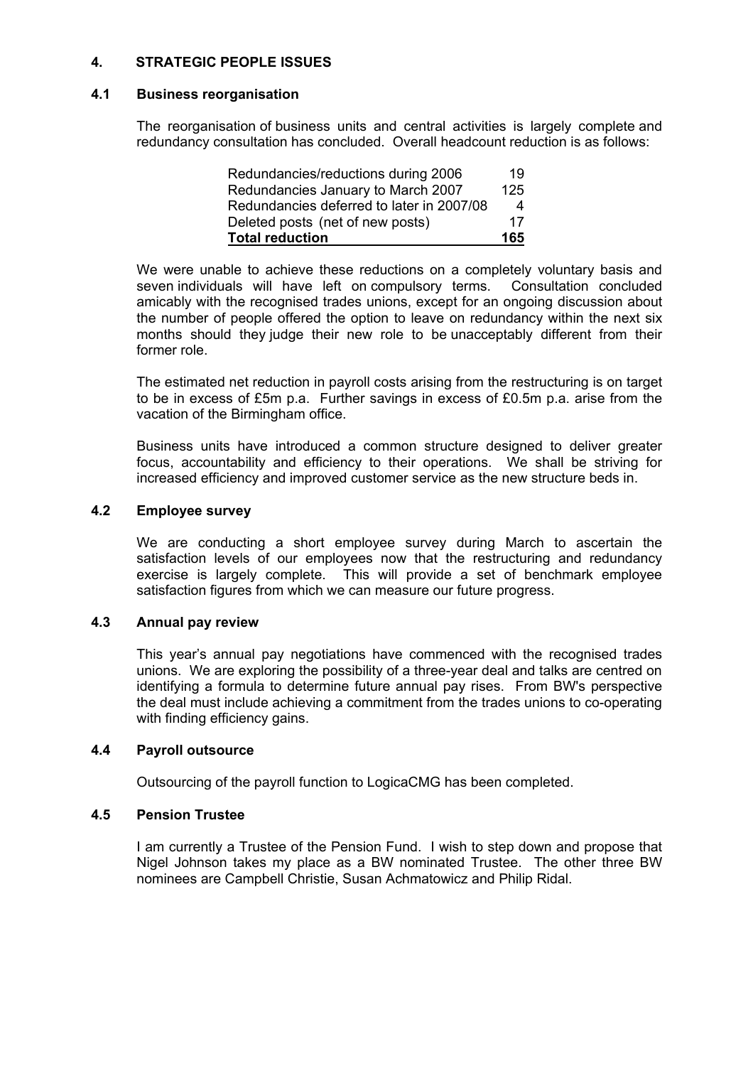## 4. STRATEGIC PEOPLE ISSUES

### 4.1 Business reorganisation

The reorganisation of business units and central activities is largely complete and redundancy consultation has concluded. Overall headcount reduction is as follows:

| | |
|---|---|
| Redundancies/reductions during 2006 | 19 |
| Redundancies January to March 2007 | 125 |
| Redundancies deferred to later in 2007/08 | 4 |
| Deleted posts (net of new posts) | 17 |
| **Total reduction** | **165** |

We were unable to achieve these reductions on a completely voluntary basis and seven individuals will have left on compulsory terms. Consultation concluded amicably with the recognised trades unions, except for an ongoing discussion about the number of people offered the option to leave on redundancy within the next six months should they judge their new role to be unacceptably different from their former role.

The estimated net reduction in payroll costs arising from the restructuring is on target to be in excess of £5m p.a. Further savings in excess of £0.5m p.a. arise from the vacation of the Birmingham office.

Business units have introduced a common structure designed to deliver greater focus, accountability and efficiency to their operations. We shall be striving for increased efficiency and improved customer service as the new structure beds in.

### 4.2 Employee survey

We are conducting a short employee survey during March to ascertain the satisfaction levels of our employees now that the restructuring and redundancy exercise is largely complete. This will provide a set of benchmark employee satisfaction figures from which we can measure our future progress.

### 4.3 Annual pay review

This year's annual pay negotiations have commenced with the recognised trades unions. We are exploring the possibility of a three-year deal and talks are centred on identifying a formula to determine future annual pay rises. From BW's perspective the deal must include achieving a commitment from the trades unions to co-operating with finding efficiency gains.

### 4.4 Payroll outsource

Outsourcing of the payroll function to LogicaCMG has been completed.

### 4.5 Pension Trustee

I am currently a Trustee of the Pension Fund. I wish to step down and propose that Nigel Johnson takes my place as a BW nominated Trustee. The other three BW nominees are Campbell Christie, Susan Achmatowicz and Philip Ridal.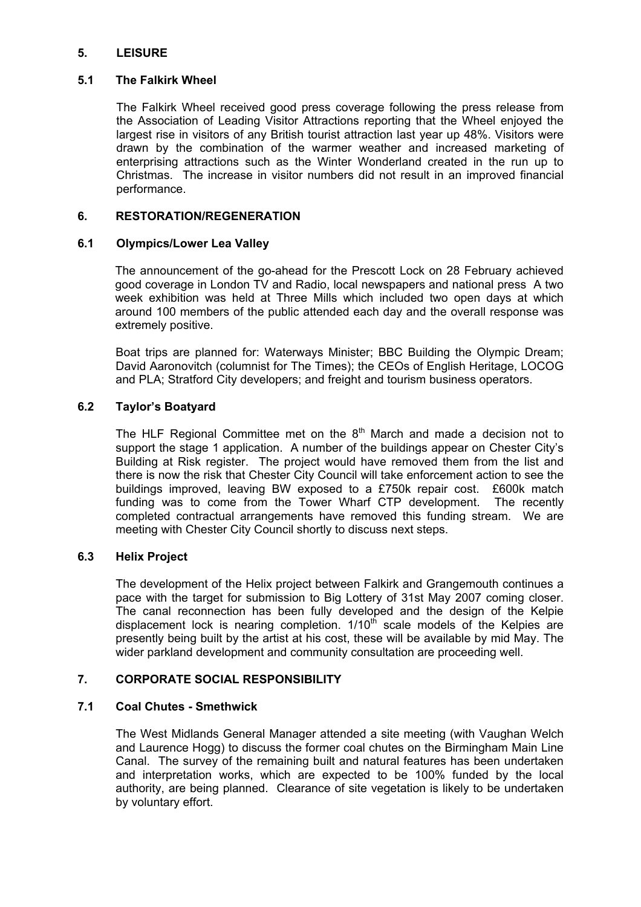## 5. LEISURE

### 5.1 The Falkirk Wheel

The Falkirk Wheel received good press coverage following the press release from the Association of Leading Visitor Attractions reporting that the Wheel enjoyed the largest rise in visitors of any British tourist attraction last year up 48%. Visitors were drawn by the combination of the warmer weather and increased marketing of enterprising attractions such as the Winter Wonderland created in the run up to Christmas. The increase in visitor numbers did not result in an improved financial performance.

## 6. RESTORATION/REGENERATION

### 6.1 Olympics/Lower Lea Valley

The announcement of the go-ahead for the Prescott Lock on 28 February achieved good coverage in London TV and Radio, local newspapers and national press A two week exhibition was held at Three Mills which included two open days at which around 100 members of the public attended each day and the overall response was extremely positive.

Boat trips are planned for: Waterways Minister; BBC Building the Olympic Dream; David Aaronovitch (columnist for The Times); the CEOs of English Heritage, LOCOG and PLA; Stratford City developers; and freight and tourism business operators.

### 6.2 Taylor's Boatyard

The HLF Regional Committee met on the 8th March and made a decision not to support the stage 1 application. A number of the buildings appear on Chester City's Building at Risk register. The project would have removed them from the list and there is now the risk that Chester City Council will take enforcement action to see the buildings improved, leaving BW exposed to a £750k repair cost. £600k match funding was to come from the Tower Wharf CTP development. The recently completed contractual arrangements have removed this funding stream. We are meeting with Chester City Council shortly to discuss next steps.

### 6.3 Helix Project

The development of the Helix project between Falkirk and Grangemouth continues a pace with the target for submission to Big Lottery of 31st May 2007 coming closer. The canal reconnection has been fully developed and the design of the Kelpie displacement lock is nearing completion. 1/10th scale models of the Kelpies are presently being built by the artist at his cost, these will be available by mid May. The wider parkland development and community consultation are proceeding well.

## 7. CORPORATE SOCIAL RESPONSIBILITY

### 7.1 Coal Chutes - Smethwick

The West Midlands General Manager attended a site meeting (with Vaughan Welch and Laurence Hogg) to discuss the former coal chutes on the Birmingham Main Line Canal. The survey of the remaining built and natural features has been undertaken and interpretation works, which are expected to be 100% funded by the local authority, are being planned. Clearance of site vegetation is likely to be undertaken by voluntary effort.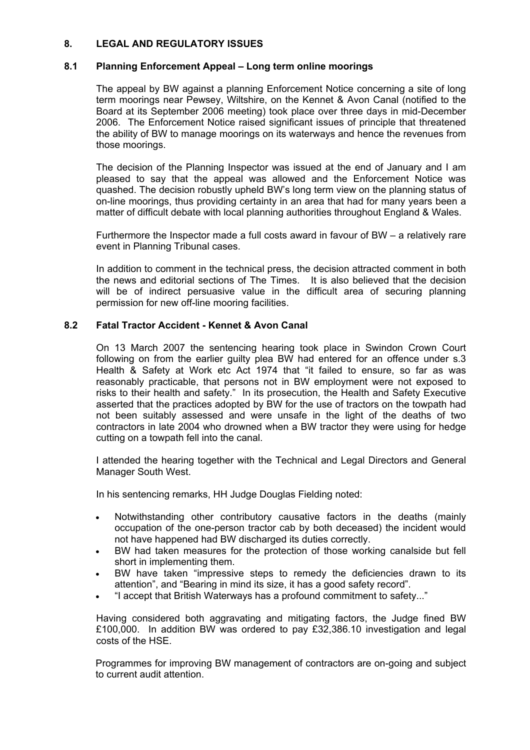## 8. LEGAL AND REGULATORY ISSUES

### 8.1 Planning Enforcement Appeal – Long term online moorings

The appeal by BW against a planning Enforcement Notice concerning a site of long term moorings near Pewsey, Wiltshire, on the Kennet & Avon Canal (notified to the Board at its September 2006 meeting) took place over three days in mid-December 2006. The Enforcement Notice raised significant issues of principle that threatened the ability of BW to manage moorings on its waterways and hence the revenues from those moorings.

The decision of the Planning Inspector was issued at the end of January and I am pleased to say that the appeal was allowed and the Enforcement Notice was quashed. The decision robustly upheld BW's long term view on the planning status of on-line moorings, thus providing certainty in an area that had for many years been a matter of difficult debate with local planning authorities throughout England & Wales.

Furthermore the Inspector made a full costs award in favour of BW – a relatively rare event in Planning Tribunal cases.

In addition to comment in the technical press, the decision attracted comment in both the news and editorial sections of The Times. It is also believed that the decision will be of indirect persuasive value in the difficult area of securing planning permission for new off-line mooring facilities.

### 8.2 Fatal Tractor Accident - Kennet & Avon Canal

On 13 March 2007 the sentencing hearing took place in Swindon Crown Court following on from the earlier guilty plea BW had entered for an offence under s.3 Health & Safety at Work etc Act 1974 that "it failed to ensure, so far as was reasonably practicable, that persons not in BW employment were not exposed to risks to their health and safety." In its prosecution, the Health and Safety Executive asserted that the practices adopted by BW for the use of tractors on the towpath had not been suitably assessed and were unsafe in the light of the deaths of two contractors in late 2004 who drowned when a BW tractor they were using for hedge cutting on a towpath fell into the canal.

I attended the hearing together with the Technical and Legal Directors and General Manager South West.

In his sentencing remarks, HH Judge Douglas Fielding noted:

- Notwithstanding other contributory causative factors in the deaths (mainly occupation of the one-person tractor cab by both deceased) the incident would not have happened had BW discharged its duties correctly.
- BW had taken measures for the protection of those working canalside but fell short in implementing them.
- BW have taken "impressive steps to remedy the deficiencies drawn to its attention", and "Bearing in mind its size, it has a good safety record".
- "I accept that British Waterways has a profound commitment to safety..."

Having considered both aggravating and mitigating factors, the Judge fined BW £100,000. In addition BW was ordered to pay £32,386.10 investigation and legal costs of the HSE.

Programmes for improving BW management of contractors are on-going and subject to current audit attention.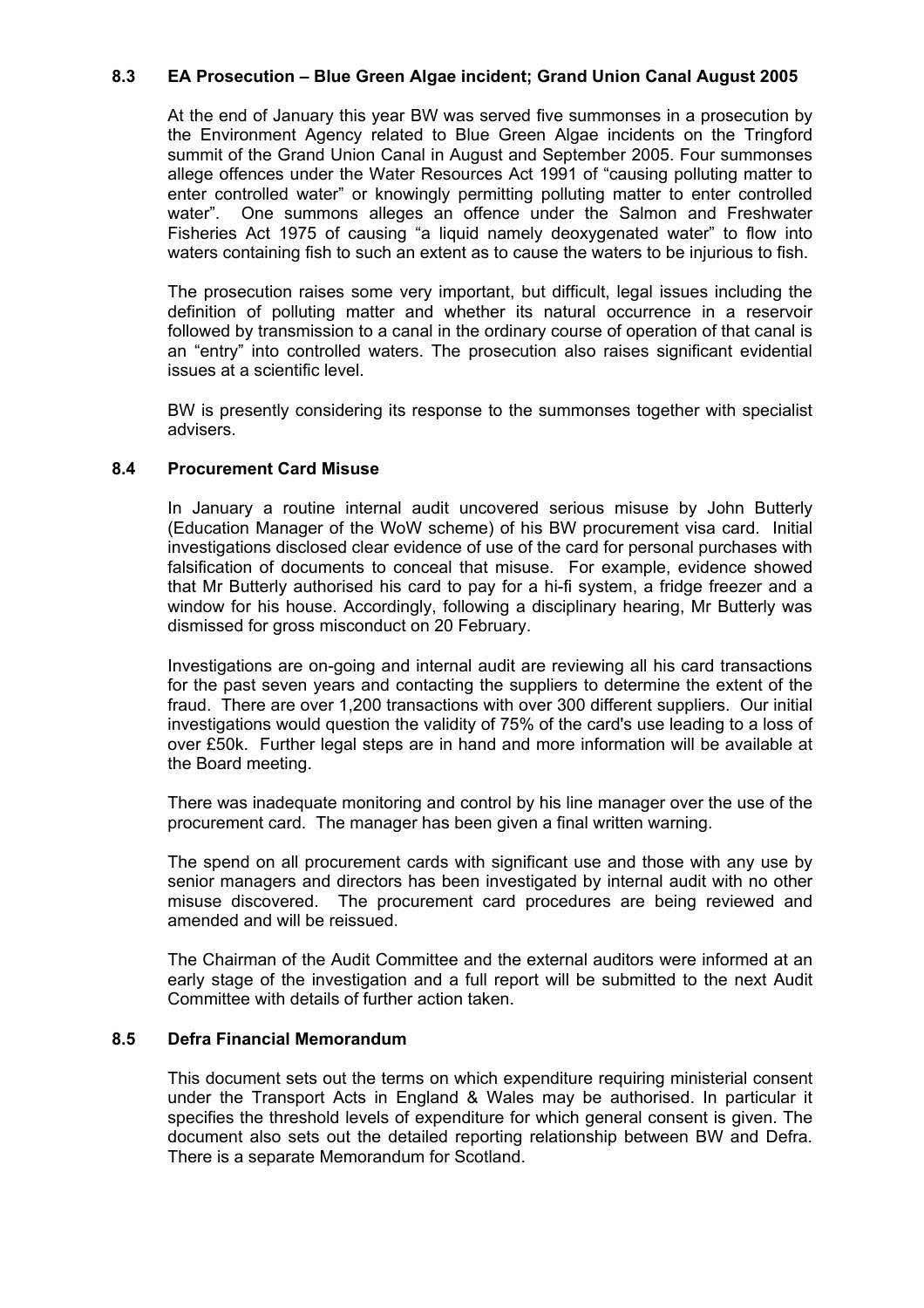### 8.3 EA Prosecution – Blue Green Algae incident; Grand Union Canal August 2005

At the end of January this year BW was served five summonses in a prosecution by the Environment Agency related to Blue Green Algae incidents on the Tringford summit of the Grand Union Canal in August and September 2005. Four summonses allege offences under the Water Resources Act 1991 of "causing polluting matter to enter controlled water" or knowingly permitting polluting matter to enter controlled water". One summons alleges an offence under the Salmon and Freshwater Fisheries Act 1975 of causing "a liquid namely deoxygenated water" to flow into waters containing fish to such an extent as to cause the waters to be injurious to fish.

The prosecution raises some very important, but difficult, legal issues including the definition of polluting matter and whether its natural occurrence in a reservoir followed by transmission to a canal in the ordinary course of operation of that canal is an "entry" into controlled waters. The prosecution also raises significant evidential issues at a scientific level.

BW is presently considering its response to the summonses together with specialist advisers.

### 8.4 Procurement Card Misuse

In January a routine internal audit uncovered serious misuse by John Butterly (Education Manager of the WoW scheme) of his BW procurement visa card. Initial investigations disclosed clear evidence of use of the card for personal purchases with falsification of documents to conceal that misuse. For example, evidence showed that Mr Butterly authorised his card to pay for a hi-fi system, a fridge freezer and a window for his house. Accordingly, following a disciplinary hearing, Mr Butterly was dismissed for gross misconduct on 20 February.

Investigations are on-going and internal audit are reviewing all his card transactions for the past seven years and contacting the suppliers to determine the extent of the fraud. There are over 1,200 transactions with over 300 different suppliers. Our initial investigations would question the validity of 75% of the card's use leading to a loss of over £50k. Further legal steps are in hand and more information will be available at the Board meeting.

There was inadequate monitoring and control by his line manager over the use of the procurement card. The manager has been given a final written warning.

The spend on all procurement cards with significant use and those with any use by senior managers and directors has been investigated by internal audit with no other misuse discovered. The procurement card procedures are being reviewed and amended and will be reissued.

The Chairman of the Audit Committee and the external auditors were informed at an early stage of the investigation and a full report will be submitted to the next Audit Committee with details of further action taken.

### 8.5 Defra Financial Memorandum

This document sets out the terms on which expenditure requiring ministerial consent under the Transport Acts in England & Wales may be authorised. In particular it specifies the threshold levels of expenditure for which general consent is given. The document also sets out the detailed reporting relationship between BW and Defra. There is a separate Memorandum for Scotland.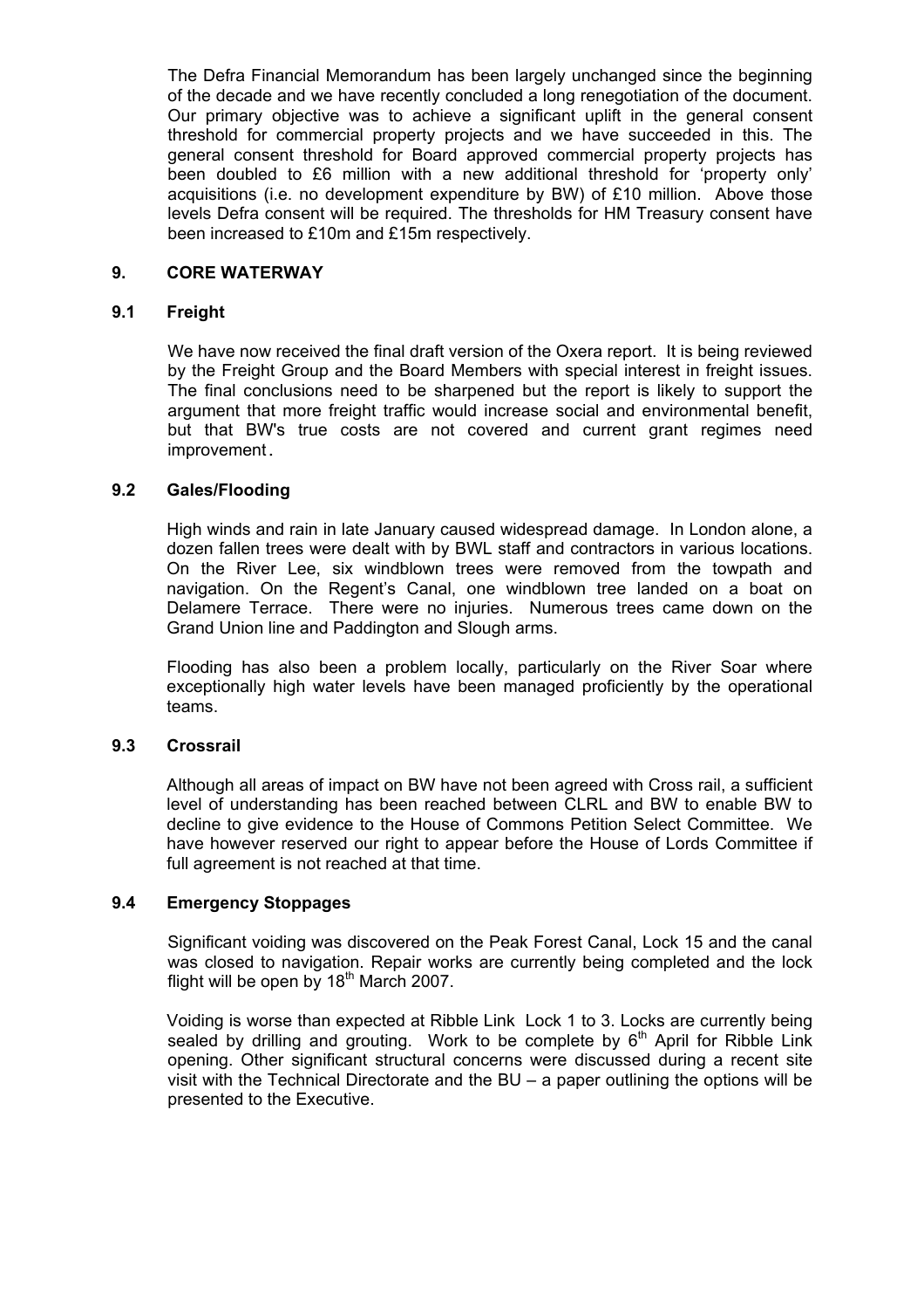The Defra Financial Memorandum has been largely unchanged since the beginning of the decade and we have recently concluded a long renegotiation of the document. Our primary objective was to achieve a significant uplift in the general consent threshold for commercial property projects and we have succeeded in this. The general consent threshold for Board approved commercial property projects has been doubled to £6 million with a new additional threshold for 'property only' acquisitions (i.e. no development expenditure by BW) of £10 million. Above those levels Defra consent will be required. The thresholds for HM Treasury consent have been increased to £10m and £15m respectively.

## 9. CORE WATERWAY

### 9.1 Freight

We have now received the final draft version of the Oxera report. It is being reviewed by the Freight Group and the Board Members with special interest in freight issues. The final conclusions need to be sharpened but the report is likely to support the argument that more freight traffic would increase social and environmental benefit, but that BW's true costs are not covered and current grant regimes need improvement.

### 9.2 Gales/Flooding

High winds and rain in late January caused widespread damage. In London alone, a dozen fallen trees were dealt with by BWL staff and contractors in various locations. On the River Lee, six windblown trees were removed from the towpath and navigation. On the Regent's Canal, one windblown tree landed on a boat on Delamere Terrace. There were no injuries. Numerous trees came down on the Grand Union line and Paddington and Slough arms.

Flooding has also been a problem locally, particularly on the River Soar where exceptionally high water levels have been managed proficiently by the operational teams.

### 9.3 Crossrail

Although all areas of impact on BW have not been agreed with Cross rail, a sufficient level of understanding has been reached between CLRL and BW to enable BW to decline to give evidence to the House of Commons Petition Select Committee. We have however reserved our right to appear before the House of Lords Committee if full agreement is not reached at that time.

### 9.4 Emergency Stoppages

Significant voiding was discovered on the Peak Forest Canal, Lock 15 and the canal was closed to navigation. Repair works are currently being completed and the lock flight will be open by 18th March 2007.

Voiding is worse than expected at Ribble Link Lock 1 to 3. Locks are currently being sealed by drilling and grouting. Work to be complete by 6th April for Ribble Link opening. Other significant structural concerns were discussed during a recent site visit with the Technical Directorate and the BU – a paper outlining the options will be presented to the Executive.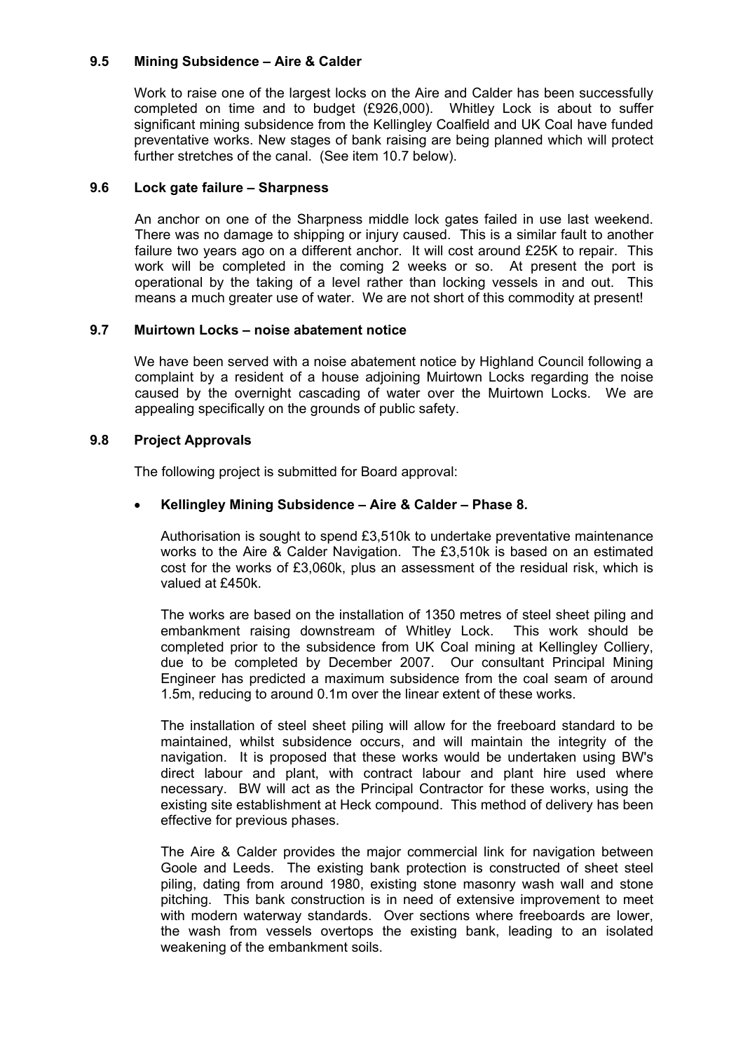### 9.5 Mining Subsidence – Aire & Calder

Work to raise one of the largest locks on the Aire and Calder has been successfully completed on time and to budget (£926,000). Whitley Lock is about to suffer significant mining subsidence from the Kellingley Coalfield and UK Coal have funded preventative works. New stages of bank raising are being planned which will protect further stretches of the canal. (See item 10.7 below).

### 9.6 Lock gate failure – Sharpness

An anchor on one of the Sharpness middle lock gates failed in use last weekend. There was no damage to shipping or injury caused. This is a similar fault to another failure two years ago on a different anchor. It will cost around £25K to repair. This work will be completed in the coming 2 weeks or so. At present the port is operational by the taking of a level rather than locking vessels in and out. This means a much greater use of water. We are not short of this commodity at present!

### 9.7 Muirtown Locks – noise abatement notice

We have been served with a noise abatement notice by Highland Council following a complaint by a resident of a house adjoining Muirtown Locks regarding the noise caused by the overnight cascading of water over the Muirtown Locks. We are appealing specifically on the grounds of public safety.

### 9.8 Project Approvals

The following project is submitted for Board approval:

- **Kellingley Mining Subsidence – Aire & Calder – Phase 8.**

  Authorisation is sought to spend £3,510k to undertake preventative maintenance works to the Aire & Calder Navigation. The £3,510k is based on an estimated cost for the works of £3,060k, plus an assessment of the residual risk, which is valued at £450k.

  The works are based on the installation of 1350 metres of steel sheet piling and embankment raising downstream of Whitley Lock. This work should be completed prior to the subsidence from UK Coal mining at Kellingley Colliery, due to be completed by December 2007. Our consultant Principal Mining Engineer has predicted a maximum subsidence from the coal seam of around 1.5m, reducing to around 0.1m over the linear extent of these works.

  The installation of steel sheet piling will allow for the freeboard standard to be maintained, whilst subsidence occurs, and will maintain the integrity of the navigation. It is proposed that these works would be undertaken using BW's direct labour and plant, with contract labour and plant hire used where necessary. BW will act as the Principal Contractor for these works, using the existing site establishment at Heck compound. This method of delivery has been effective for previous phases.

  The Aire & Calder provides the major commercial link for navigation between Goole and Leeds. The existing bank protection is constructed of sheet steel piling, dating from around 1980, existing stone masonry wash wall and stone pitching. This bank construction is in need of extensive improvement to meet with modern waterway standards. Over sections where freeboards are lower, the wash from vessels overtops the existing bank, leading to an isolated weakening of the embankment soils.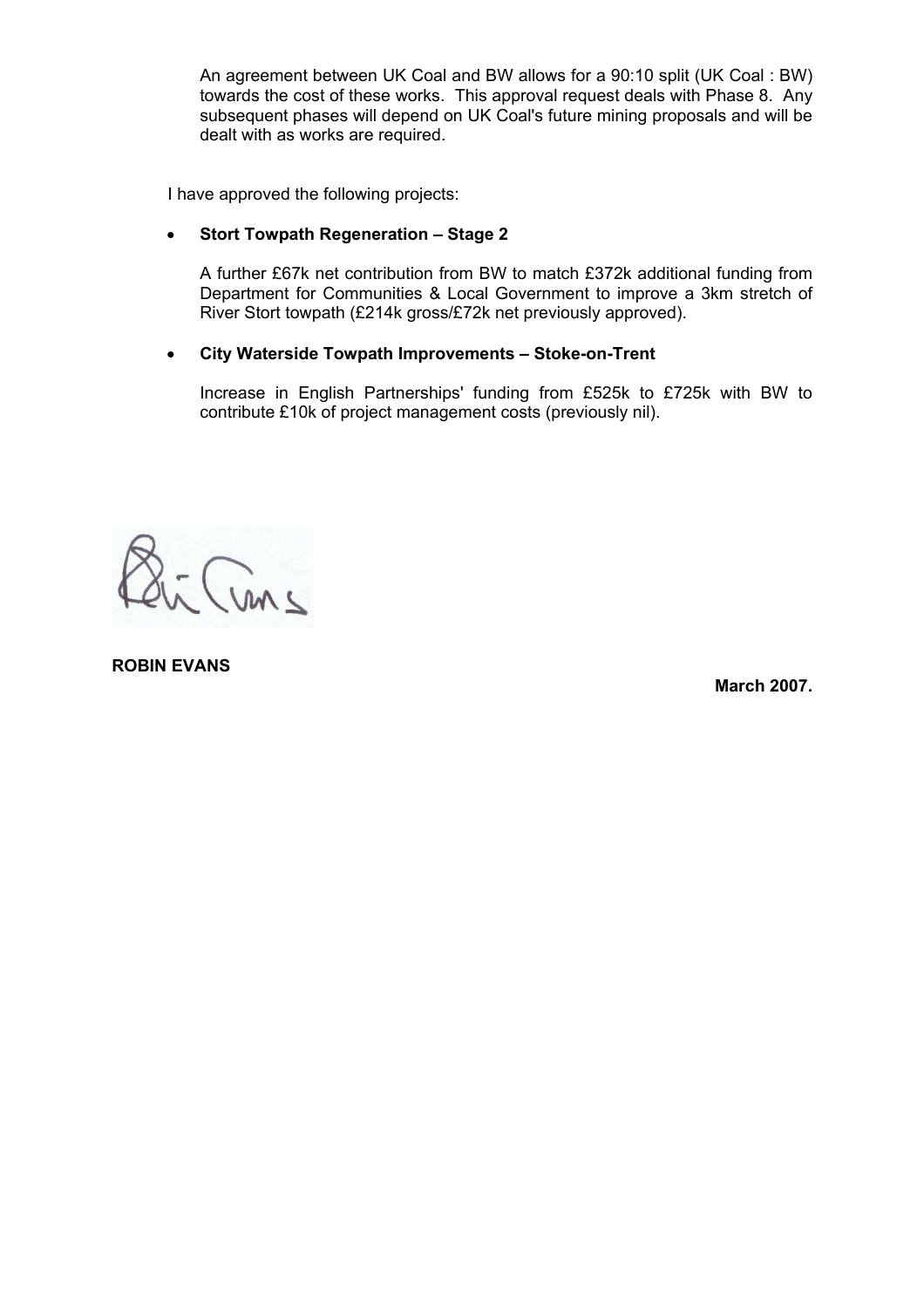An agreement between UK Coal and BW allows for a 90:10 split (UK Coal : BW) towards the cost of these works. This approval request deals with Phase 8. Any subsequent phases will depend on UK Coal's future mining proposals and will be dealt with as works are required.

I have approved the following projects:

- **Stort Towpath Regeneration – Stage 2**

  A further £67k net contribution from BW to match £372k additional funding from Department for Communities & Local Government to improve a 3km stretch of River Stort towpath (£214k gross/£72k net previously approved).

- **City Waterside Towpath Improvements – Stoke-on-Trent**

  Increase in English Partnerships' funding from £525k to £725k with BW to contribute £10k of project management costs (previously nil).

**ROBIN EVANS**

**March 2007.**